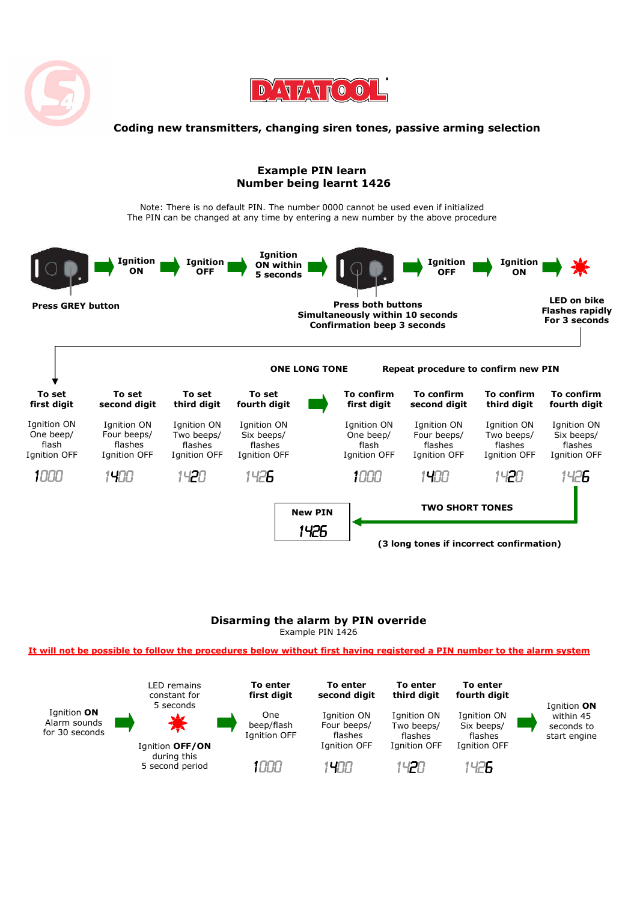# DATATOOL

## Coding new transmitters, changing siren tones, passive arming selection

### Example PIN learn
### Number being learnt 1426

Note: There is no default PIN. The number 0000 cannot be used even if initialized
The PIN can be changed at any time by entering a new number by the above procedure

Press GREY button → Ignition ON → Ignition OFF → Ignition ON within 5 seconds → Press both buttons Simultaneously within 10 seconds Confirmation beep 3 seconds → Ignition OFF → Ignition ON → LED on bike Flashes rapidly For 3 seconds

ONE LONG TONE

Repeat procedure to confirm new PIN

| To set first digit | To set second digit | To set third digit | To set fourth digit | | To confirm first digit | To confirm second digit | To confirm third digit | To confirm fourth digit |
|---|---|---|---|---|---|---|---|---|
| Ignition ON One beep/ flash Ignition OFF | Ignition ON Four beeps/ flashes Ignition OFF | Ignition ON Two beeps/ flashes Ignition OFF | Ignition ON Six beeps/ flashes Ignition OFF | → | Ignition ON One beep/ flash Ignition OFF | Ignition ON Four beeps/ flashes Ignition OFF | Ignition ON Two beeps/ flashes Ignition OFF | Ignition ON Six beeps/ flashes Ignition OFF |
| 1000 | 1400 | 1420 | 1426 | | 1000 | 1400 | 1420 | 1426 |

TWO SHORT TONES → **New PIN 1426**

(3 long tones if incorrect confirmation)

### Disarming the alarm by PIN override

Example PIN 1426

It will not be possible to follow the procedures below without first having registered a PIN number to the alarm system

Ignition **ON** Alarm sounds for 30 seconds → LED remains constant for 5 seconds; Ignition **OFF/ON** during this 5 second period →

| To enter first digit | To enter second digit | To enter third digit | To enter fourth digit |
|---|---|---|---|
| One beep/flash Ignition OFF | Ignition ON Four beeps/ flashes Ignition OFF | Ignition ON Two beeps/ flashes Ignition OFF | Ignition ON Six beeps/ flashes Ignition OFF |
| 1000 | 1400 | 1420 | 1426 |

→ Ignition **ON** within 45 seconds to start engine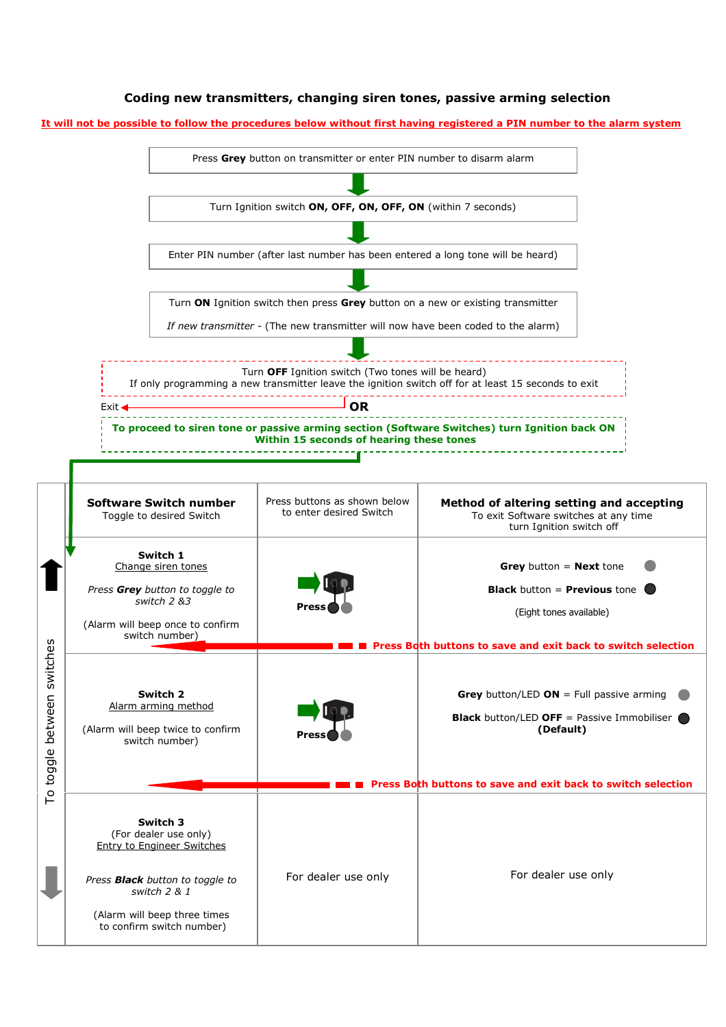## Coding new transmitters, changing siren tones, passive arming selection

**It will not be possible to follow the procedures below without first having registered a PIN number to the alarm system**

Press **Grey** button on transmitter or enter PIN number to disarm alarm

Turn Ignition switch **ON, OFF, ON, OFF, ON** (within 7 seconds)

Enter PIN number (after last number has been entered a long tone will be heard)

Turn **ON** Ignition switch then press **Grey** button on a new or existing transmitter

*If new transmitter* - (The new transmitter will now have been coded to the alarm)

Turn **OFF** Ignition switch (Two tones will be heard)
If only programming a new transmitter leave the ignition switch off for at least 15 seconds to exit

Exit

**OR**

**To proceed to siren tone or passive arming section (Software Switches) turn Ignition back ON Within 15 seconds of hearing these tones**

To toggle between switches

| Software Switch number<br>Toggle to desired Switch | Press buttons as shown below to enter desired Switch | Method of altering setting and accepting<br>To exit Software switches at any time turn Ignition switch off |
|---|---|---|
| **Switch 1**<br>Change siren tones<br><br>*Press **Grey** button to toggle to switch 2 &3*<br><br>(Alarm will beep once to confirm switch number) | Press | **Grey** button = **Next** tone<br><br>**Black** button = **Previous** tone<br><br>(Eight tones available) |
| | | **Press Both buttons to save and exit back to switch selection** |
| **Switch 2**<br>Alarm arming method<br><br>(Alarm will beep twice to confirm switch number) | Press | **Grey** button/LED **ON** = Full passive arming<br><br>**Black** button/LED **OFF** = Passive Immobiliser **(Default)** |
| | | **Press Both buttons to save and exit back to switch selection** |
| **Switch 3**<br>(For dealer use only)<br>Entry to Engineer Switches<br><br>*Press **Black** button to toggle to switch 2 & 1*<br><br>(Alarm will beep three times to confirm switch number) | For dealer use only | For dealer use only |